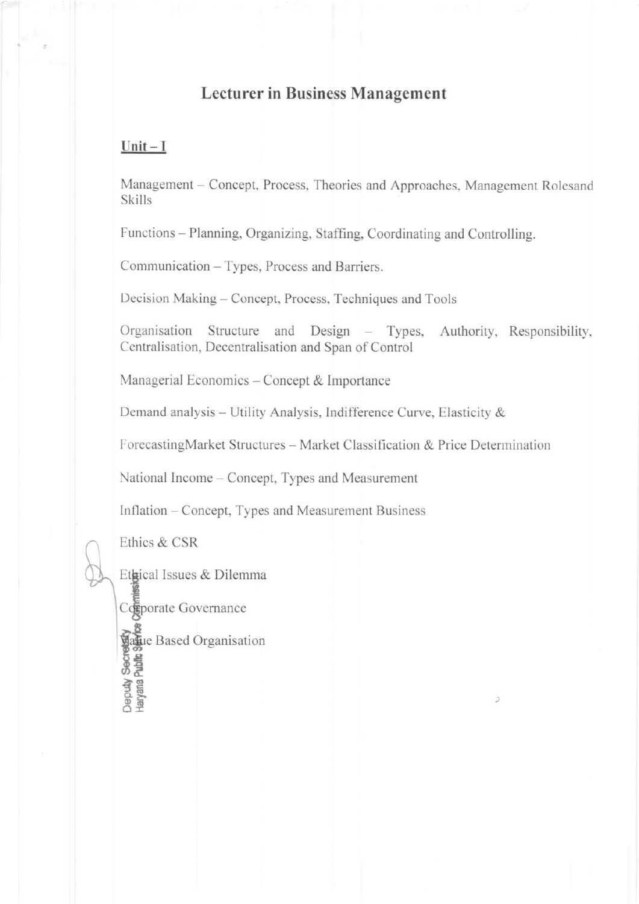# Lecturer in Business Management

## Unit – I

Management – Concept, Process, Theories and Approaches, Management Rolesand Skills

Functions – Planning, Organizing, Staffing, Coordinating and Controlling.

Communication – Types, Process and Barriers.

Decision Making – Concept, Process, Techniques and Tools

Organisation Structure and Design – Types, Authority, Responsibility, Centralisation, Decentralisation and Span of Control

Managerial Economics – Concept & Importance

Demand analysis – Utility Analysis, Indifference Curve, Elasticity &

ForecastingMarket Structures – Market Classification & Price Determination

National Income – Concept, Types and Measurement

Inflation – Concept, Types and Measurement Business

Ethics & CSR

Ethical Issues & Dilemma

Corporate Governance

Value Based Organisation

Deputy Secretary
Haryana Public Service Commission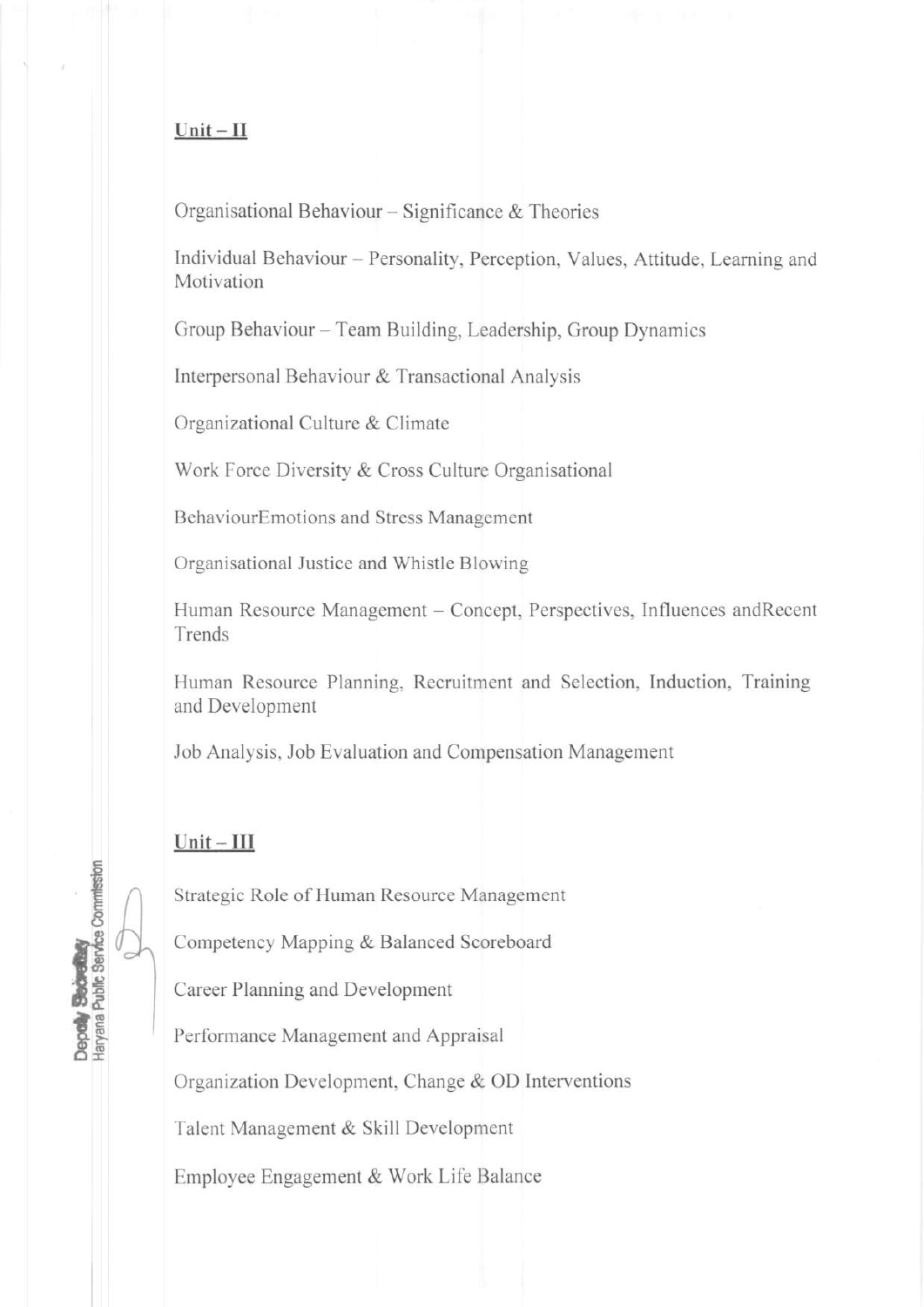## Unit – II

Organisational Behaviour – Significance & Theories

Individual Behaviour – Personality, Perception, Values, Attitude, Learning and Motivation

Group Behaviour – Team Building, Leadership, Group Dynamics

Interpersonal Behaviour & Transactional Analysis

Organizational Culture & Climate

Work Force Diversity & Cross Culture Organisational

BehaviourEmotions and Stress Management

Organisational Justice and Whistle Blowing

Human Resource Management – Concept, Perspectives, Influences andRecent Trends

Human Resource Planning, Recruitment and Selection, Induction, Training and Development

Job Analysis, Job Evaluation and Compensation Management

## Unit – III

Strategic Role of Human Resource Management

Competency Mapping & Balanced Scoreboard

Career Planning and Development

Performance Management and Appraisal

Organization Development, Change & OD Interventions

Talent Management & Skill Development

Employee Engagement & Work Life Balance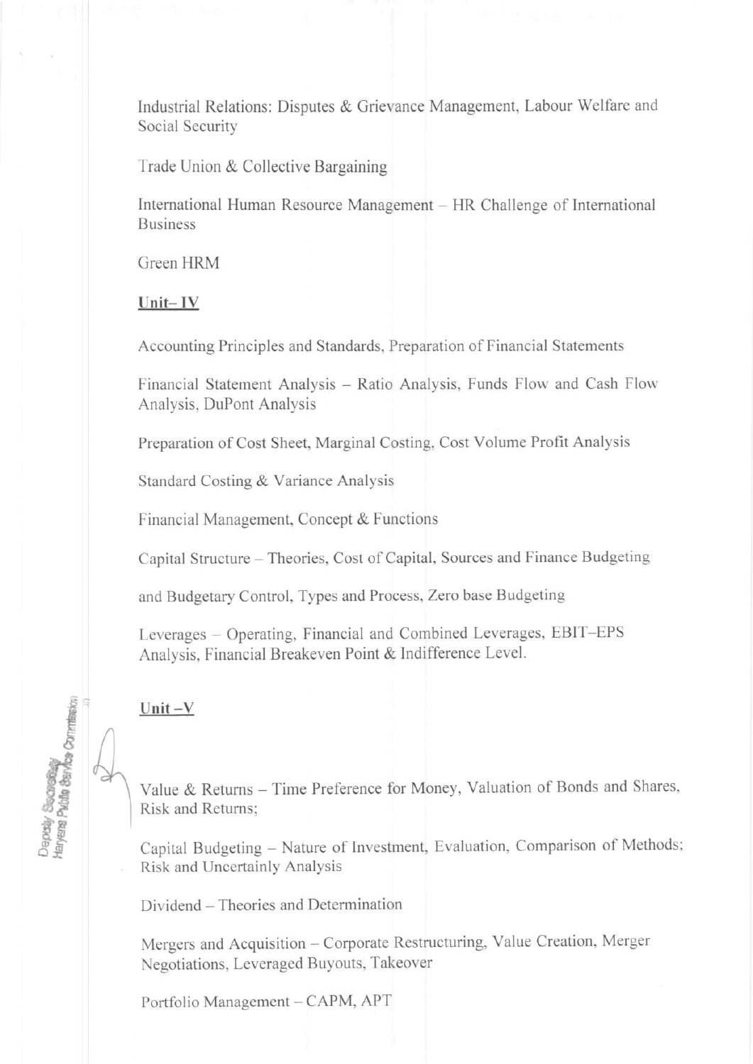Industrial Relations: Disputes & Grievance Management, Labour Welfare and Social Security

Trade Union & Collective Bargaining

International Human Resource Management – HR Challenge of International Business

Green HRM

**Unit– IV**

Accounting Principles and Standards, Preparation of Financial Statements

Financial Statement Analysis – Ratio Analysis, Funds Flow and Cash Flow Analysis, DuPont Analysis

Preparation of Cost Sheet, Marginal Costing, Cost Volume Profit Analysis

Standard Costing & Variance Analysis

Financial Management, Concept & Functions

Capital Structure – Theories, Cost of Capital, Sources and Finance Budgeting

and Budgetary Control, Types and Process, Zero base Budgeting

Leverages – Operating, Financial and Combined Leverages, EBIT–EPS Analysis, Financial Breakeven Point & Indifference Level.

**Unit –V**

Value & Returns – Time Preference for Money, Valuation of Bonds and Shares, Risk and Returns;

Capital Budgeting – Nature of Investment, Evaluation, Comparison of Methods; Risk and Uncertainly Analysis

Dividend – Theories and Determination

Mergers and Acquisition – Corporate Restructuring, Value Creation, Merger Negotiations, Leveraged Buyouts, Takeover

Portfolio Management – CAPM, APT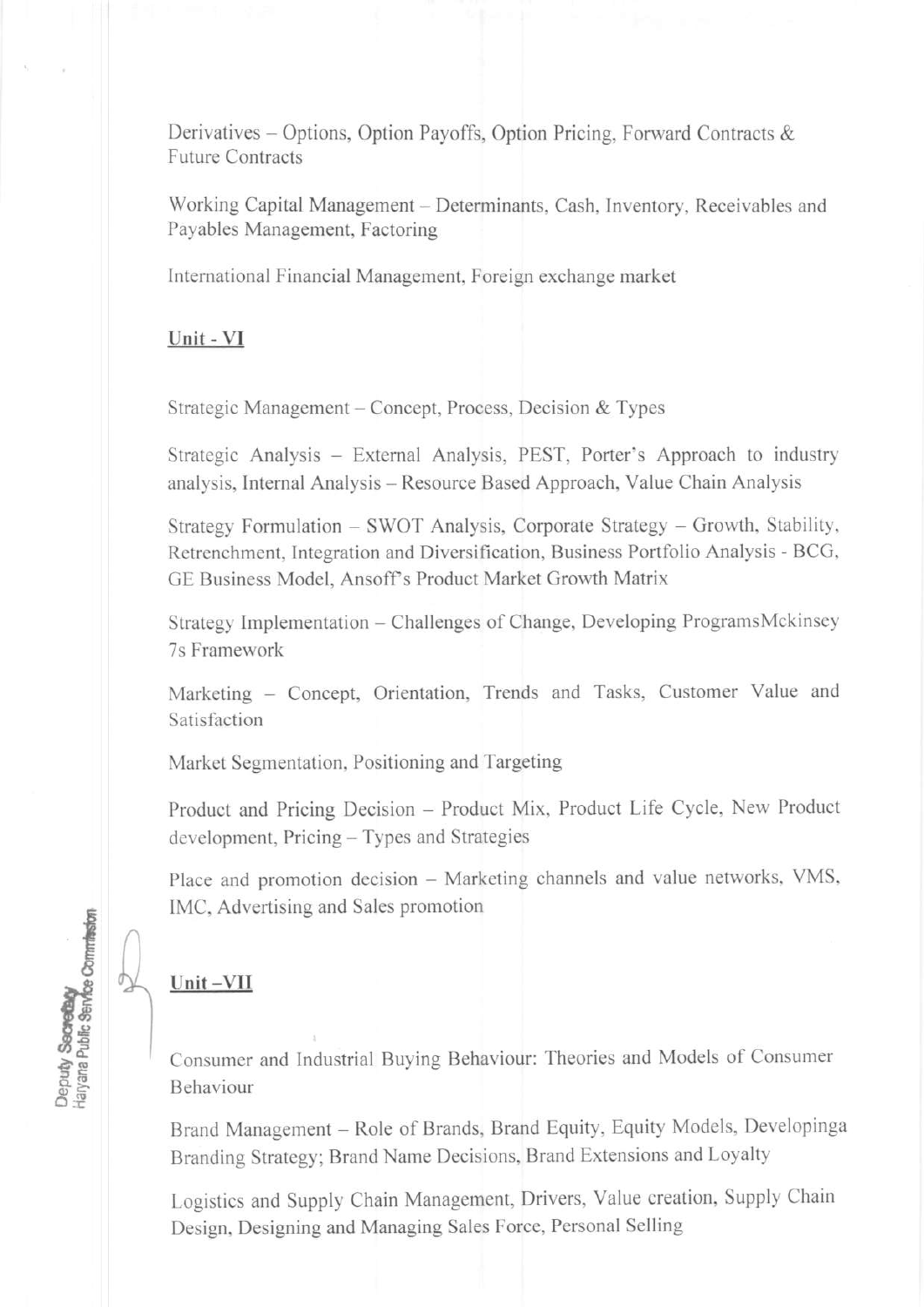Derivatives – Options, Option Payoffs, Option Pricing, Forward Contracts & Future Contracts

Working Capital Management – Determinants, Cash, Inventory, Receivables and Payables Management, Factoring

International Financial Management, Foreign exchange market

## Unit - VI

Strategic Management – Concept, Process, Decision & Types

Strategic Analysis – External Analysis, PEST, Porter's Approach to industry analysis, Internal Analysis – Resource Based Approach, Value Chain Analysis

Strategy Formulation – SWOT Analysis, Corporate Strategy – Growth, Stability, Retrenchment, Integration and Diversification, Business Portfolio Analysis - BCG, GE Business Model, Ansoff's Product Market Growth Matrix

Strategy Implementation – Challenges of Change, Developing ProgramsMckinsey 7s Framework

Marketing – Concept, Orientation, Trends and Tasks, Customer Value and Satisfaction

Market Segmentation, Positioning and Targeting

Product and Pricing Decision – Product Mix, Product Life Cycle, New Product development, Pricing – Types and Strategies

Place and promotion decision – Marketing channels and value networks, VMS, IMC, Advertising and Sales promotion

## Unit –VII

Consumer and Industrial Buying Behaviour: Theories and Models of Consumer Behaviour

Brand Management – Role of Brands, Brand Equity, Equity Models, Developinga Branding Strategy; Brand Name Decisions, Brand Extensions and Loyalty

Logistics and Supply Chain Management, Drivers, Value creation, Supply Chain Design, Designing and Managing Sales Force, Personal Selling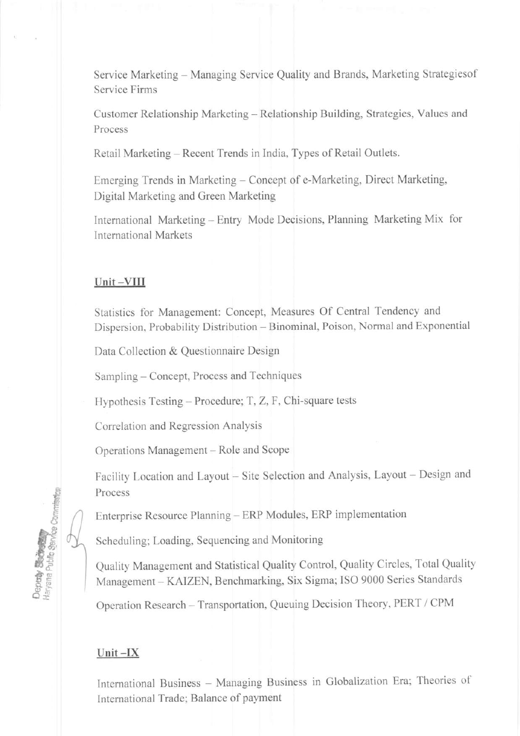Service Marketing – Managing Service Quality and Brands, Marketing Strategiesof Service Firms

Customer Relationship Marketing – Relationship Building, Strategies, Values and Process

Retail Marketing – Recent Trends in India, Types of Retail Outlets.

Emerging Trends in Marketing – Concept of e-Marketing, Direct Marketing, Digital Marketing and Green Marketing

International Marketing – Entry Mode Decisions, Planning Marketing Mix for International Markets

## Unit –VIII

Statistics for Management: Concept, Measures Of Central Tendency and Dispersion, Probability Distribution – Binominal, Poison, Normal and Exponential

Data Collection & Questionnaire Design

Sampling – Concept, Process and Techniques

Hypothesis Testing – Procedure; T, Z, F, Chi-square tests

Correlation and Regression Analysis

Operations Management – Role and Scope

Facility Location and Layout – Site Selection and Analysis, Layout – Design and Process

Enterprise Resource Planning – ERP Modules, ERP implementation

Scheduling; Loading, Sequencing and Monitoring

Quality Management and Statistical Quality Control, Quality Circles, Total Quality Management – KAIZEN, Benchmarking, Six Sigma; ISO 9000 Series Standards

Operation Research – Transportation, Queuing Decision Theory, PERT / CPM

## Unit –IX

International Business – Managing Business in Globalization Era; Theories of International Trade; Balance of payment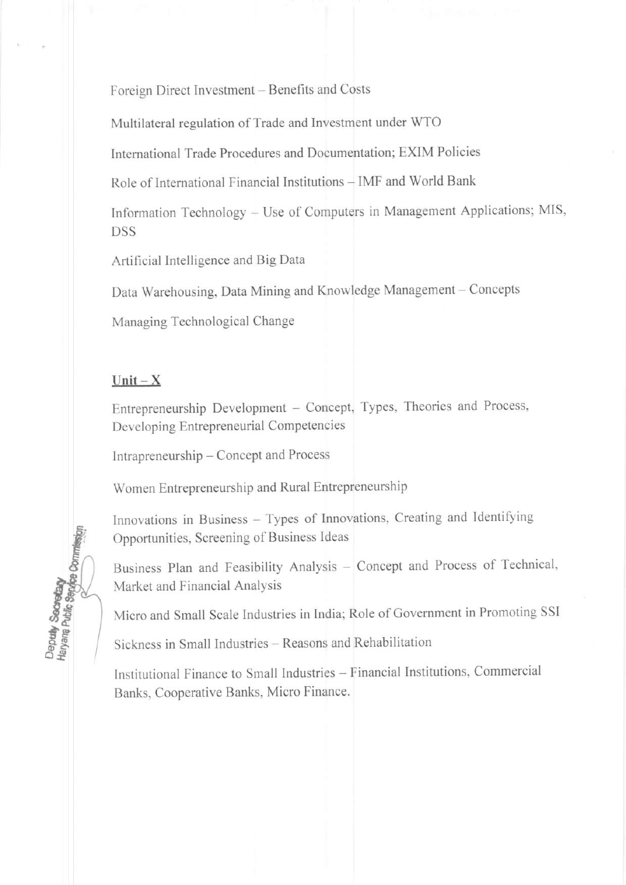Foreign Direct Investment – Benefits and Costs

Multilateral regulation of Trade and Investment under WTO

International Trade Procedures and Documentation; EXIM Policies

Role of International Financial Institutions – IMF and World Bank

Information Technology – Use of Computers in Management Applications; MIS, DSS

Artificial Intelligence and Big Data

Data Warehousing, Data Mining and Knowledge Management – Concepts

Managing Technological Change

## Unit – X

Entrepreneurship Development – Concept, Types, Theories and Process, Developing Entrepreneurial Competencies

Intrapreneurship – Concept and Process

Women Entrepreneurship and Rural Entrepreneurship

Innovations in Business – Types of Innovations, Creating and Identifying Opportunities, Screening of Business Ideas

Business Plan and Feasibility Analysis – Concept and Process of Technical, Market and Financial Analysis

Micro and Small Scale Industries in India; Role of Government in Promoting SSI

Sickness in Small Industries – Reasons and Rehabilitation

Institutional Finance to Small Industries – Financial Institutions, Commercial Banks, Cooperative Banks, Micro Finance.

Deputy Secretary
Haryana Public Service Commission